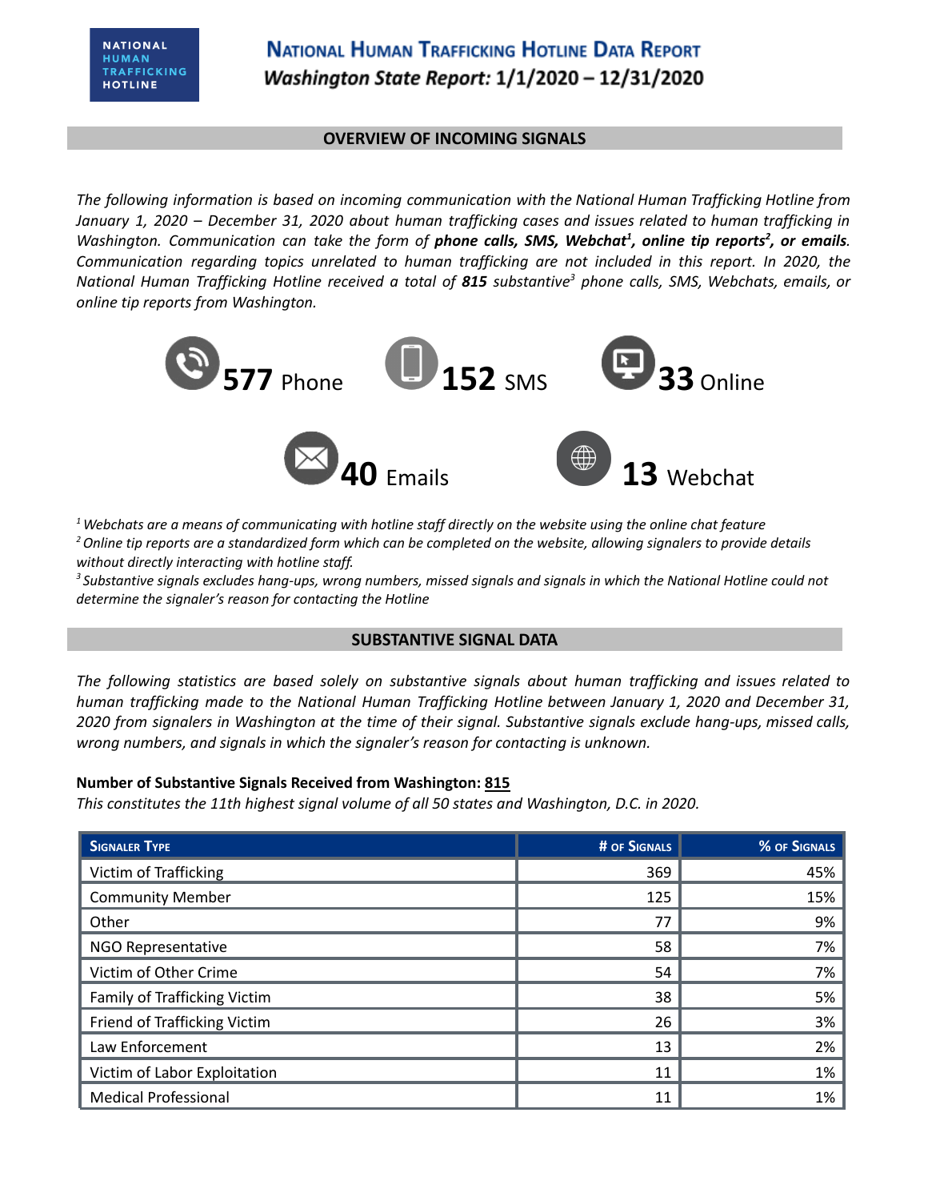NATIONAL HUMAN TRAFFICKING HOTLINE

# National Human Trafficking Hotline Data Report

## *Washington State Report:* 1/1/2020 – 12/31/2020

## OVERVIEW OF INCOMING SIGNALS

*The following information is based on incoming communication with the National Human Trafficking Hotline from January 1, 2020 – December 31, 2020 about human trafficking cases and issues related to human trafficking in Washington. Communication can take the form of **phone calls, SMS, Webchat[1], online tip reports[2], or emails**. Communication regarding topics unrelated to human trafficking are not included in this report. In 2020, the National Human Trafficking Hotline received a total of **815** substantive[3] phone calls, SMS, Webchats, emails, or online tip reports from Washington.*

**577** Phone

**152** SMS

**33** Online

**40** Emails

**13** Webchat

*[1] Webchats are a means of communicating with hotline staff directly on the website using the online chat feature*
*[2] Online tip reports are a standardized form which can be completed on the website, allowing signalers to provide details without directly interacting with hotline staff.*
*[3] Substantive signals excludes hang-ups, wrong numbers, missed signals and signals in which the National Hotline could not determine the signaler's reason for contacting the Hotline*

## SUBSTANTIVE SIGNAL DATA

*The following statistics are based solely on substantive signals about human trafficking and issues related to human trafficking made to the National Human Trafficking Hotline between January 1, 2020 and December 31, 2020 from signalers in Washington at the time of their signal. Substantive signals exclude hang-ups, missed calls, wrong numbers, and signals in which the signaler's reason for contacting is unknown.*

**Number of Substantive Signals Received from Washington: 815**
*This constitutes the 11th highest signal volume of all 50 states and Washington, D.C. in 2020.*

| Signaler Type | # of Signals | % of Signals |
|---|---|---|
| Victim of Trafficking | 369 | 45% |
| Community Member | 125 | 15% |
| Other | 77 | 9% |
| NGO Representative | 58 | 7% |
| Victim of Other Crime | 54 | 7% |
| Family of Trafficking Victim | 38 | 5% |
| Friend of Trafficking Victim | 26 | 3% |
| Law Enforcement | 13 | 2% |
| Victim of Labor Exploitation | 11 | 1% |
| Medical Professional | 11 | 1% |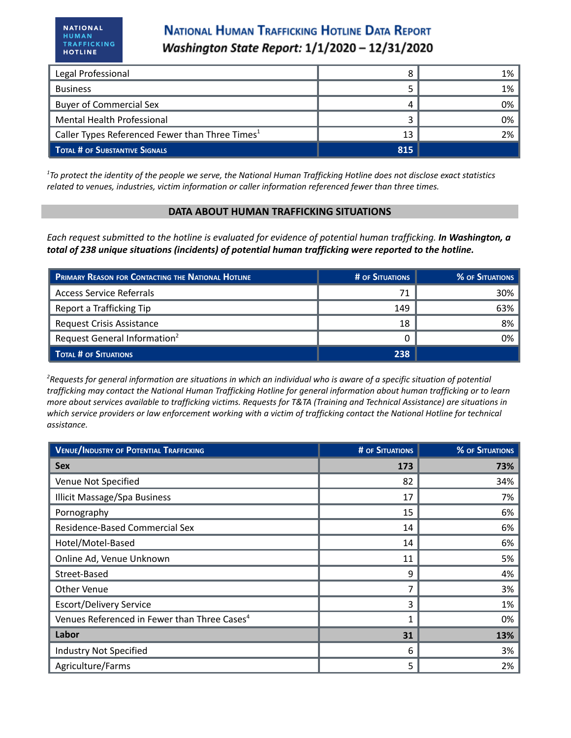| Legal Professional | 8 | 1% |
|---|---|---|
| Business | 5 | 1% |
| Buyer of Commercial Sex | 4 | 0% |
| Mental Health Professional | 3 | 0% |
| Caller Types Referenced Fewer than Three Times[1] | 13 | 2% |
| **Total # of Substantive Signals** | **815** | |

*[1]To protect the identity of the people we serve, the National Human Trafficking Hotline does not disclose exact statistics related to venues, industries, victim information or caller information referenced fewer than three times.*

## DATA ABOUT HUMAN TRAFFICKING SITUATIONS

*Each request submitted to the hotline is evaluated for evidence of potential human trafficking.* ***In Washington, a total of 238 unique situations (incidents) of potential human trafficking were reported to the hotline.***

| Primary Reason for Contacting the National Hotline | # of Situations | % of Situations |
|---|---|---|
| Access Service Referrals | 71 | 30% |
| Report a Trafficking Tip | 149 | 63% |
| Request Crisis Assistance | 18 | 8% |
| Request General Information[2] | 0 | 0% |
| **Total # of Situations** | **238** | |

*[2]Requests for general information are situations in which an individual who is aware of a specific situation of potential trafficking may contact the National Human Trafficking Hotline for general information about human trafficking or to learn more about services available to trafficking victims. Requests for T&TA (Training and Technical Assistance) are situations in which service providers or law enforcement working with a victim of trafficking contact the National Hotline for technical assistance.*

| Venue/Industry of Potential Trafficking | # of Situations | % of Situations |
|---|---|---|
| **Sex** | **173** | **73%** |
| Venue Not Specified | 82 | 34% |
| Illicit Massage/Spa Business | 17 | 7% |
| Pornography | 15 | 6% |
| Residence-Based Commercial Sex | 14 | 6% |
| Hotel/Motel-Based | 14 | 6% |
| Online Ad, Venue Unknown | 11 | 5% |
| Street-Based | 9 | 4% |
| Other Venue | 7 | 3% |
| Escort/Delivery Service | 3 | 1% |
| Venues Referenced in Fewer than Three Cases[4] | 1 | 0% |
| **Labor** | **31** | **13%** |
| Industry Not Specified | 6 | 3% |
| Agriculture/Farms | 5 | 2% |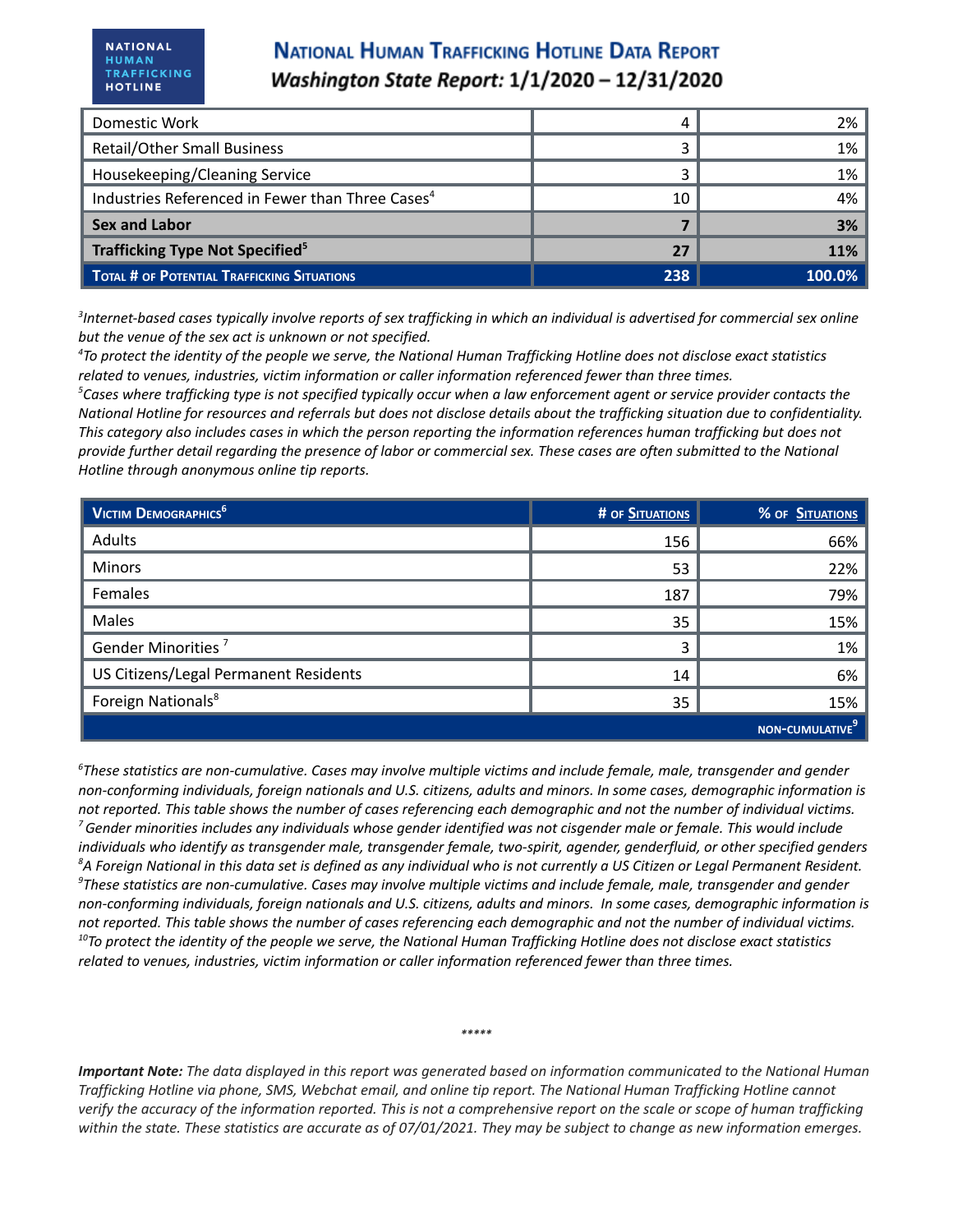| | | |
|---|---|---|
| Domestic Work | 4 | 2% |
| Retail/Other Small Business | 3 | 1% |
| Housekeeping/Cleaning Service | 3 | 1% |
| Industries Referenced in Fewer than Three Cases[4] | 10 | 4% |
| **Sex and Labor** | **7** | **3%** |
| **Trafficking Type Not Specified[5]** | **27** | **11%** |
| **Total # of Potential Trafficking Situations** | **238** | **100.0%** |

*[3]Internet-based cases typically involve reports of sex trafficking in which an individual is advertised for commercial sex online but the venue of the sex act is unknown or not specified.*
*[4]To protect the identity of the people we serve, the National Human Trafficking Hotline does not disclose exact statistics related to venues, industries, victim information or caller information referenced fewer than three times.*
*[5]Cases where trafficking type is not specified typically occur when a law enforcement agent or service provider contacts the National Hotline for resources and referrals but does not disclose details about the trafficking situation due to confidentiality. This category also includes cases in which the person reporting the information references human trafficking but does not provide further detail regarding the presence of labor or commercial sex. These cases are often submitted to the National Hotline through anonymous online tip reports.*

| Victim Demographics[6] | # of Situations | % of Situations |
|---|---|---|
| Adults | 156 | 66% |
| Minors | 53 | 22% |
| Females | 187 | 79% |
| Males | 35 | 15% |
| Gender Minorities [7] | 3 | 1% |
| US Citizens/Legal Permanent Residents | 14 | 6% |
| Foreign Nationals[8] | 35 | 15% |
| | | non-cumulative[9] |

*[6]These statistics are non-cumulative. Cases may involve multiple victims and include female, male, transgender and gender non-conforming individuals, foreign nationals and U.S. citizens, adults and minors. In some cases, demographic information is not reported. This table shows the number of cases referencing each demographic and not the number of individual victims.*
*[7] Gender minorities includes any individuals whose gender identified was not cisgender male or female. This would include individuals who identify as transgender male, transgender female, two-spirit, agender, genderfluid, or other specified genders*
*[8]A Foreign National in this data set is defined as any individual who is not currently a US Citizen or Legal Permanent Resident.*
*[9]These statistics are non-cumulative. Cases may involve multiple victims and include female, male, transgender and gender non-conforming individuals, foreign nationals and U.S. citizens, adults and minors. In some cases, demographic information is not reported. This table shows the number of cases referencing each demographic and not the number of individual victims.*
*[10]To protect the identity of the people we serve, the National Human Trafficking Hotline does not disclose exact statistics related to venues, industries, victim information or caller information referenced fewer than three times.*

*****

***Important Note:** The data displayed in this report was generated based on information communicated to the National Human Trafficking Hotline via phone, SMS, Webchat email, and online tip report. The National Human Trafficking Hotline cannot verify the accuracy of the information reported. This is not a comprehensive report on the scale or scope of human trafficking within the state. These statistics are accurate as of 07/01/2021. They may be subject to change as new information emerges.*